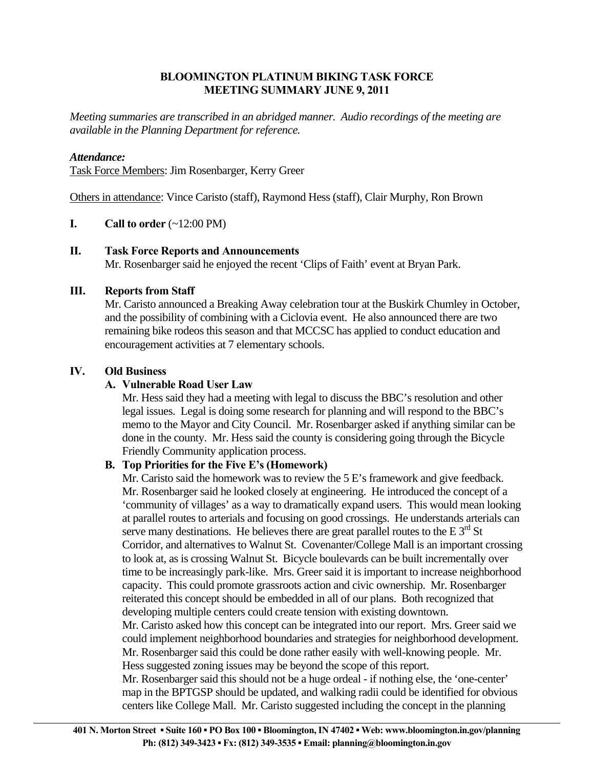# BLOOMINGTON PLATINUM BIKING TASK FORCE
## MEETING SUMMARY JUNE 9, 2011

*Meeting summaries are transcribed in an abridged manner. Audio recordings of the meeting are available in the Planning Department for reference.*

***Attendance:***

Task Force Members: Jim Rosenbarger, Kerry Greer

Others in attendance: Vince Caristo (staff), Raymond Hess (staff), Clair Murphy, Ron Brown

**I. Call to order** (~12:00 PM)

**II. Task Force Reports and Announcements**

Mr. Rosenbarger said he enjoyed the recent 'Clips of Faith' event at Bryan Park.

**III. Reports from Staff**

Mr. Caristo announced a Breaking Away celebration tour at the Buskirk Chumley in October, and the possibility of combining with a Ciclovia event. He also announced there are two remaining bike rodeos this season and that MCCSC has applied to conduct education and encouragement activities at 7 elementary schools.

**IV. Old Business**

**A. Vulnerable Road User Law**

Mr. Hess said they had a meeting with legal to discuss the BBC's resolution and other legal issues. Legal is doing some research for planning and will respond to the BBC's memo to the Mayor and City Council. Mr. Rosenbarger asked if anything similar can be done in the county. Mr. Hess said the county is considering going through the Bicycle Friendly Community application process.

**B. Top Priorities for the Five E's (Homework)**

Mr. Caristo said the homework was to review the 5 E's framework and give feedback. Mr. Rosenbarger said he looked closely at engineering. He introduced the concept of a 'community of villages' as a way to dramatically expand users. This would mean looking at parallel routes to arterials and focusing on good crossings. He understands arterials can serve many destinations. He believes there are great parallel routes to the E 3rd St Corridor, and alternatives to Walnut St. Covenanter/College Mall is an important crossing to look at, as is crossing Walnut St. Bicycle boulevards can be built incrementally over time to be increasingly park-like. Mrs. Greer said it is important to increase neighborhood capacity. This could promote grassroots action and civic ownership. Mr. Rosenbarger reiterated this concept should be embedded in all of our plans. Both recognized that developing multiple centers could create tension with existing downtown.

Mr. Caristo asked how this concept can be integrated into our report. Mrs. Greer said we could implement neighborhood boundaries and strategies for neighborhood development. Mr. Rosenbarger said this could be done rather easily with well-knowing people. Mr. Hess suggested zoning issues may be beyond the scope of this report.

Mr. Rosenbarger said this should not be a huge ordeal - if nothing else, the 'one-center' map in the BPTGSP should be updated, and walking radii could be identified for obvious centers like College Mall. Mr. Caristo suggested including the concept in the planning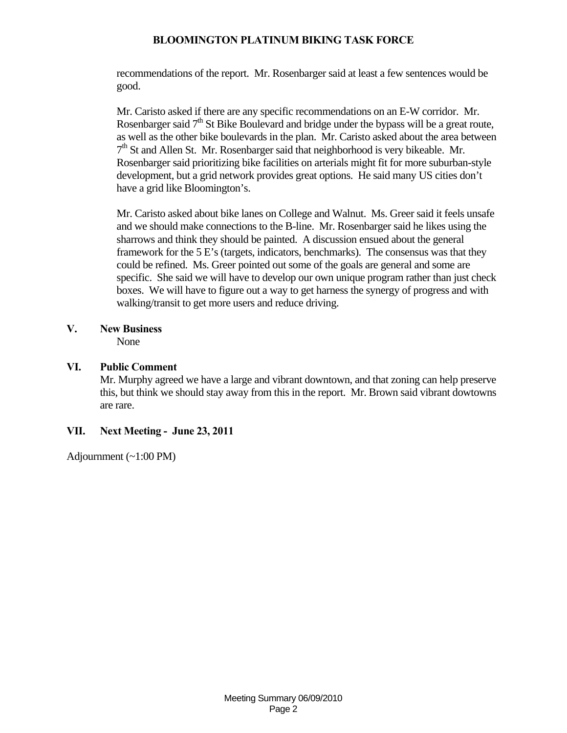recommendations of the report. Mr. Rosenbarger said at least a few sentences would be good.

Mr. Caristo asked if there are any specific recommendations on an E-W corridor. Mr. Rosenbarger said 7th St Bike Boulevard and bridge under the bypass will be a great route, as well as the other bike boulevards in the plan. Mr. Caristo asked about the area between 7th St and Allen St. Mr. Rosenbarger said that neighborhood is very bikeable. Mr. Rosenbarger said prioritizing bike facilities on arterials might fit for more suburban-style development, but a grid network provides great options. He said many US cities don't have a grid like Bloomington's.

Mr. Caristo asked about bike lanes on College and Walnut. Ms. Greer said it feels unsafe and we should make connections to the B-line. Mr. Rosenbarger said he likes using the sharrows and think they should be painted. A discussion ensued about the general framework for the 5 E's (targets, indicators, benchmarks). The consensus was that they could be refined. Ms. Greer pointed out some of the goals are general and some are specific. She said we will have to develop our own unique program rather than just check boxes. We will have to figure out a way to get harness the synergy of progress and with walking/transit to get more users and reduce driving.

## V. New Business

None

## VI. Public Comment

Mr. Murphy agreed we have a large and vibrant downtown, and that zoning can help preserve this, but think we should stay away from this in the report. Mr. Brown said vibrant dowtowns are rare.

## VII. Next Meeting - June 23, 2011

Adjournment (~1:00 PM)